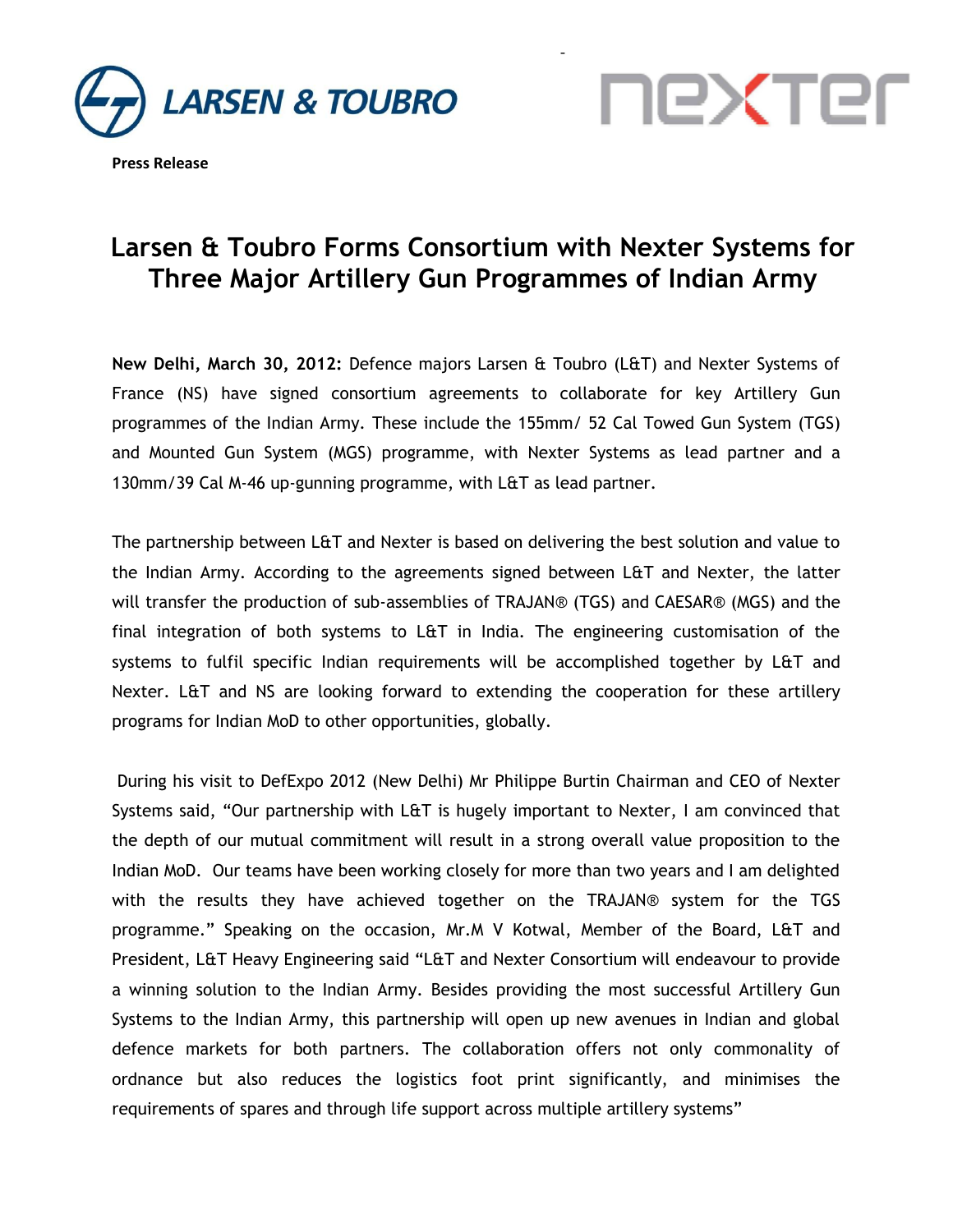LARSEN & TOUBRO

nexter

**Press Release**

# Larsen & Toubro Forms Consortium with Nexter Systems for Three Major Artillery Gun Programmes of Indian Army

**New Delhi, March 30, 2012:** Defence majors Larsen & Toubro (L&T) and Nexter Systems of France (NS) have signed consortium agreements to collaborate for key Artillery Gun programmes of the Indian Army. These include the 155mm/ 52 Cal Towed Gun System (TGS) and Mounted Gun System (MGS) programme, with Nexter Systems as lead partner and a 130mm/39 Cal M-46 up-gunning programme, with L&T as lead partner.

The partnership between L&T and Nexter is based on delivering the best solution and value to the Indian Army. According to the agreements signed between L&T and Nexter, the latter will transfer the production of sub-assemblies of TRAJAN® (TGS) and CAESAR® (MGS) and the final integration of both systems to L&T in India. The engineering customisation of the systems to fulfil specific Indian requirements will be accomplished together by L&T and Nexter. L&T and NS are looking forward to extending the cooperation for these artillery programs for Indian MoD to other opportunities, globally.

During his visit to DefExpo 2012 (New Delhi) Mr Philippe Burtin Chairman and CEO of Nexter Systems said, "Our partnership with L&T is hugely important to Nexter, I am convinced that the depth of our mutual commitment will result in a strong overall value proposition to the Indian MoD. Our teams have been working closely for more than two years and I am delighted with the results they have achieved together on the TRAJAN® system for the TGS programme." Speaking on the occasion, Mr.M V Kotwal, Member of the Board, L&T and President, L&T Heavy Engineering said "L&T and Nexter Consortium will endeavour to provide a winning solution to the Indian Army. Besides providing the most successful Artillery Gun Systems to the Indian Army, this partnership will open up new avenues in Indian and global defence markets for both partners. The collaboration offers not only commonality of ordnance but also reduces the logistics foot print significantly, and minimises the requirements of spares and through life support across multiple artillery systems"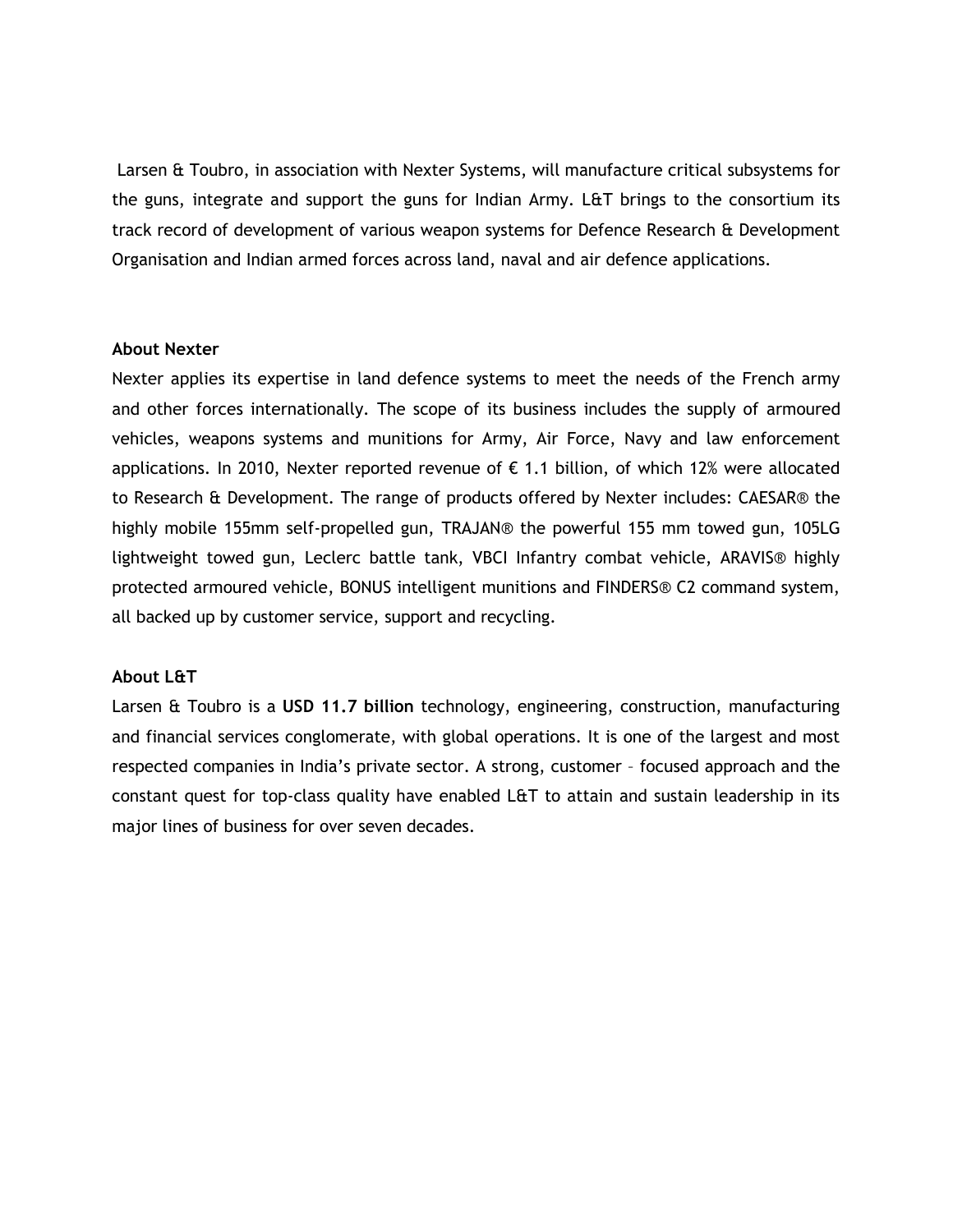Larsen & Toubro, in association with Nexter Systems, will manufacture critical subsystems for the guns, integrate and support the guns for Indian Army. L&T brings to the consortium its track record of development of various weapon systems for Defence Research & Development Organisation and Indian armed forces across land, naval and air defence applications.

**About Nexter**

Nexter applies its expertise in land defence systems to meet the needs of the French army and other forces internationally. The scope of its business includes the supply of armoured vehicles, weapons systems and munitions for Army, Air Force, Navy and law enforcement applications. In 2010, Nexter reported revenue of € 1.1 billion, of which 12% were allocated to Research & Development. The range of products offered by Nexter includes: CAESAR® the highly mobile 155mm self-propelled gun, TRAJAN® the powerful 155 mm towed gun, 105LG lightweight towed gun, Leclerc battle tank, VBCI Infantry combat vehicle, ARAVIS® highly protected armoured vehicle, BONUS intelligent munitions and FINDERS® C2 command system, all backed up by customer service, support and recycling.

**About L&T**

Larsen & Toubro is a **USD 11.7 billion** technology, engineering, construction, manufacturing and financial services conglomerate, with global operations. It is one of the largest and most respected companies in India's private sector. A strong, customer – focused approach and the constant quest for top-class quality have enabled L&T to attain and sustain leadership in its major lines of business for over seven decades.